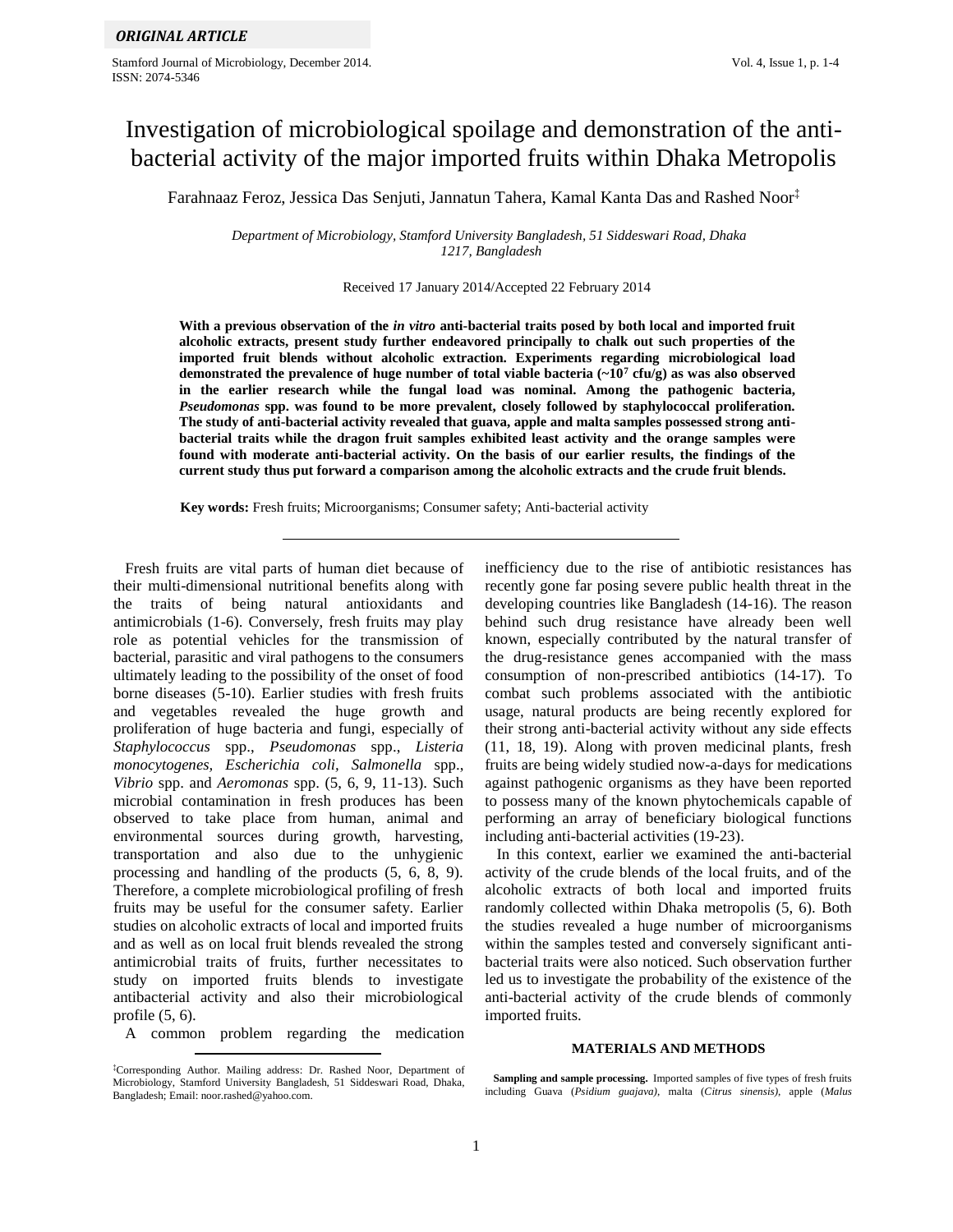*ORIGINAL ARTICLE*

# Investigation of microbiological spoilage and demonstration of the anti-bacterial activity of the major imported fruits within Dhaka Metropolis

Farahnaaz Feroz, Jessica Das Senjuti, Jannatun Tahera, Kamal Kanta Das and Rashed Noor[‡]

*Department of Microbiology, Stamford University Bangladesh, 51 Siddeswari Road, Dhaka 1217, Bangladesh*

Received 17 January 2014/Accepted 22 February 2014

**With a previous observation of the *in vitro* anti-bacterial traits posed by both local and imported fruit alcoholic extracts, present study further endeavored principally to chalk out such properties of the imported fruit blends without alcoholic extraction. Experiments regarding microbiological load demonstrated the prevalence of huge number of total viable bacteria (~$10^7$ cfu/g) as was also observed in the earlier research while the fungal load was nominal. Among the pathogenic bacteria, *Pseudomonas* spp. was found to be more prevalent, closely followed by staphylococcal proliferation. The study of anti-bacterial activity revealed that guava, apple and malta samples possessed strong anti-bacterial traits while the dragon fruit samples exhibited least activity and the orange samples were found with moderate anti-bacterial activity. On the basis of our earlier results, the findings of the current study thus put forward a comparison among the alcoholic extracts and the crude fruit blends.**

**Key words:** Fresh fruits; Microorganisms; Consumer safety; Anti-bacterial activity

Fresh fruits are vital parts of human diet because of their multi-dimensional nutritional benefits along with the traits of being natural antioxidants and antimicrobials (1-6). Conversely, fresh fruits may play role as potential vehicles for the transmission of bacterial, parasitic and viral pathogens to the consumers ultimately leading to the possibility of the onset of food borne diseases (5-10). Earlier studies with fresh fruits and vegetables revealed the huge growth and proliferation of huge bacteria and fungi, especially of *Staphylococcus* spp., *Pseudomonas* spp., *Listeria monocytogenes*, *Escherichia coli*, *Salmonella* spp., *Vibrio* spp. and *Aeromonas* spp. (5, 6, 9, 11-13). Such microbial contamination in fresh produces has been observed to take place from human, animal and environmental sources during growth, harvesting, transportation and also due to the unhygienic processing and handling of the products (5, 6, 8, 9). Therefore, a complete microbiological profiling of fresh fruits may be useful for the consumer safety. Earlier studies on alcoholic extracts of local and imported fruits and as well as on local fruit blends revealed the strong antimicrobial traits of fruits, further necessitates to study on imported fruits blends to investigate antibacterial activity and also their microbiological profile (5, 6).

A common problem regarding the medication inefficiency due to the rise of antibiotic resistances has recently gone far posing severe public health threat in the developing countries like Bangladesh (14-16). The reason behind such drug resistance have already been well known, especially contributed by the natural transfer of the drug-resistance genes accompanied with the mass consumption of non-prescribed antibiotics (14-17). To combat such problems associated with the antibiotic usage, natural products are being recently explored for their strong anti-bacterial activity without any side effects (11, 18, 19). Along with proven medicinal plants, fresh fruits are being widely studied now-a-days for medications against pathogenic organisms as they have been reported to possess many of the known phytochemicals capable of performing an array of beneficiary biological functions including anti-bacterial activities (19-23).

In this context, earlier we examined the anti-bacterial activity of the crude blends of the local fruits, and of the alcoholic extracts of both local and imported fruits randomly collected within Dhaka metropolis (5, 6). Both the studies revealed a huge number of microorganisms within the samples tested and conversely significant anti-bacterial traits were also noticed. Such observation further led us to investigate the probability of the existence of the anti-bacterial activity of the crude blends of commonly imported fruits.

## MATERIALS AND METHODS

**Sampling and sample processing.** Imported samples of five types of fresh fruits including Guava (*Psidium guajava)*, malta (*Citrus sinensis)*, apple (*Malus*

[‡]Corresponding Author. Mailing address: Dr. Rashed Noor, Department of Microbiology, Stamford University Bangladesh, 51 Siddeswari Road, Dhaka, Bangladesh; Email: noor.rashed@yahoo.com.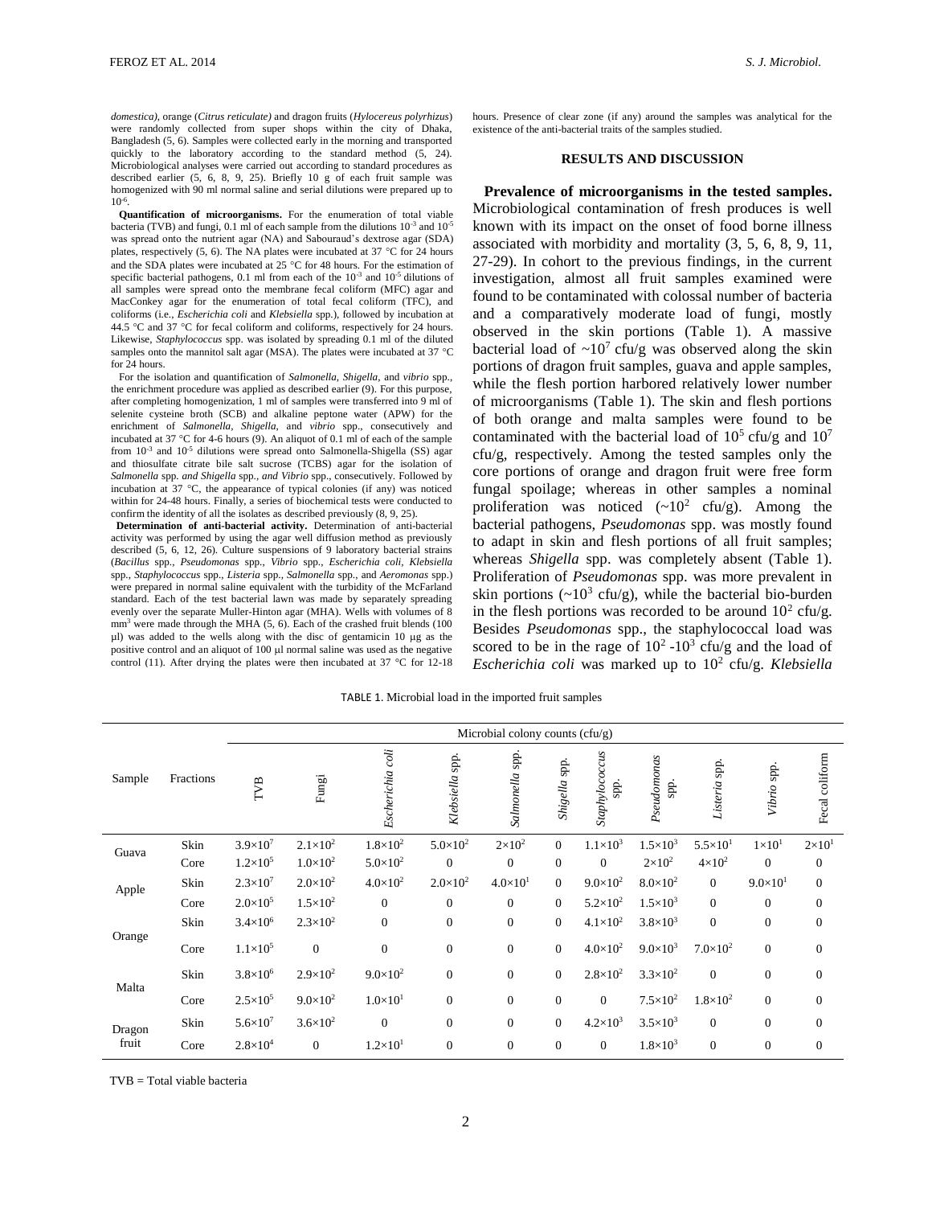*domestica)*, orange (*Citrus reticulate)* and dragon fruits (*Hylocereus polyrhizus*) were randomly collected from super shops within the city of Dhaka, Bangladesh (5, 6). Samples were collected early in the morning and transported quickly to the laboratory according to the standard method (5, 24). Microbiological analyses were carried out according to standard procedures as described earlier (5, 6, 8, 9, 25). Briefly 10 g of each fruit sample was homogenized with 90 ml normal saline and serial dilutions were prepared up to $10^{-6}$.

**Quantification of microorganisms.** For the enumeration of total viable bacteria (TVB) and fungi, 0.1 ml of each sample from the dilutions $10^{-3}$ and $10^{-5}$ was spread onto the nutrient agar (NA) and Sabouraud's dextrose agar (SDA) plates, respectively (5, 6). The NA plates were incubated at 37 °C for 24 hours and the SDA plates were incubated at 25 °C for 48 hours. For the estimation of specific bacterial pathogens, 0.1 ml from each of the $10^{-3}$ and $10^{-5}$ dilutions of all samples were spread onto the membrane fecal coliform (MFC) agar and MacConkey agar for the enumeration of total fecal coliform (TFC), and coliforms (i.e., *Escherichia coli* and *Klebsiella* spp.), followed by incubation at 44.5 °C and 37 °C for fecal coliform and coliforms, respectively for 24 hours. Likewise, *Staphylococcus* spp. was isolated by spreading 0.1 ml of the diluted samples onto the mannitol salt agar (MSA). The plates were incubated at 37 °C for 24 hours.

For the isolation and quantification of *Salmonella, Shigella,* and *vibrio* spp., the enrichment procedure was applied as described earlier (9). For this purpose, after completing homogenization, 1 ml of samples were transferred into 9 ml of selenite cysteine broth (SCB) and alkaline peptone water (APW) for the enrichment of *Salmonella*, *Shigella*, and *vibrio* spp., consecutively and incubated at 37 °C for 4-6 hours (9). An aliquot of 0.1 ml of each of the sample from $10^{-3}$ and $10^{-5}$ dilutions were spread onto Salmonella-Shigella (SS) agar and thiosulfate citrate bile salt sucrose (TCBS) agar for the isolation of *Salmonella* spp. *and Shigella* spp.*, and Vibrio* spp., consecutively. Followed by incubation at 37 °C, the appearance of typical colonies (if any) was noticed within for 24-48 hours. Finally, a series of biochemical tests were conducted to confirm the identity of all the isolates as described previously (8, 9, 25).

**Determination of anti-bacterial activity.** Determination of anti-bacterial activity was performed by using the agar well diffusion method as previously described (5, 6, 12, 26). Culture suspensions of 9 laboratory bacterial strains (*Bacillus* spp., *Pseudomonas* spp., *Vibrio* spp., *Escherichia coli*, *Klebsiella* spp., *Staphylococcus* spp., *Listeria* spp., *Salmonella* spp., and *Aeromonas* spp.) were prepared in normal saline equivalent with the turbidity of the McFarland standard. Each of the test bacterial lawn was made by separately spreading evenly over the separate Muller-Hinton agar (MHA). Wells with volumes of 8 $mm^3$ were made through the MHA (5, 6). Each of the crashed fruit blends (100 µl) was added to the wells along with the disc of gentamicin 10 µg as the positive control and an aliquot of 100 µl normal saline was used as the negative control (11). After drying the plates were then incubated at 37 °C for 12-18 hours. Presence of clear zone (if any) around the samples was analytical for the existence of the anti-bacterial traits of the samples studied.

## RESULTS AND DISCUSSION

**Prevalence of microorganisms in the tested samples.** Microbiological contamination of fresh produces is well known with its impact on the onset of food borne illness associated with morbidity and mortality (3, 5, 6, 8, 9, 11, 27-29). In cohort to the previous findings, in the current investigation, almost all fruit samples examined were found to be contaminated with colossal number of bacteria and a comparatively moderate load of fungi, mostly observed in the skin portions (Table 1). A massive bacterial load of $\sim 10^7$ cfu/g was observed along the skin portions of dragon fruit samples, guava and apple samples, while the flesh portion harbored relatively lower number of microorganisms (Table 1). The skin and flesh portions of both orange and malta samples were found to be contaminated with the bacterial load of $10^5$ cfu/g and $10^7$ cfu/g, respectively. Among the tested samples only the core portions of orange and dragon fruit were free form fungal spoilage; whereas in other samples a nominal proliferation was noticed ($\sim 10^2$ cfu/g). Among the bacterial pathogens, *Pseudomonas* spp. was mostly found to adapt in skin and flesh portions of all fruit samples; whereas *Shigella* spp. was completely absent (Table 1). Proliferation of *Pseudomonas* spp. was more prevalent in skin portions ($\sim 10^3$ cfu/g), while the bacterial bio-burden in the flesh portions was recorded to be around $10^2$ cfu/g. Besides *Pseudomonas* spp., the staphylococcal load was scored to be in the rage of $10^2$ -$10^3$ cfu/g and the load of *Escherichia coli* was marked up to $10^2$ cfu/g. *Klebsiella*

TABLE 1. Microbial load in the imported fruit samples

| Sample | Fractions | Microbial colony counts (cfu/g) | | | | | | | | | | |
|---|---|---|---|---|---|---|---|---|---|---|---|---|
| | | TVB | Fungi | *Escherichia coli* | *Klebsiella* spp. | *Salmonella* spp. | *Shigella* spp. | *Staphylococcus* spp. | *Pseudomonas* spp. | *Listeria* spp. | *Vibrio* spp. | Fecal coliform |
| Guava | Skin | $3.9\times10^7$ | $2.1\times10^2$ | $1.8\times10^2$ | $5.0\times10^2$ | $2\times10^2$ | 0 | $1.1\times10^3$ | $1.5\times10^3$ | $5.5\times10^1$ | $1\times10^1$ | $2\times10^1$ |
| | Core | $1.2\times10^5$ | $1.0\times10^2$ | $5.0\times10^2$ | 0 | 0 | 0 | 0 | $2\times10^2$ | $4\times10^2$ | 0 | 0 |
| Apple | Skin | $2.3\times10^7$ | $2.0\times10^2$ | $4.0\times10^2$ | $2.0\times10^2$ | $4.0\times10^1$ | 0 | $9.0\times10^2$ | $8.0\times10^2$ | 0 | $9.0\times10^1$ | 0 |
| | Core | $2.0\times10^5$ | $1.5\times10^2$ | 0 | 0 | 0 | 0 | $5.2\times10^2$ | $1.5\times10^3$ | 0 | 0 | 0 |
| Orange | Skin | $3.4\times10^6$ | $2.3\times10^2$ | 0 | 0 | 0 | 0 | $4.1\times10^2$ | $3.8\times10^3$ | 0 | 0 | 0 |
| | Core | $1.1\times10^5$ | 0 | 0 | 0 | 0 | 0 | $4.0\times10^2$ | $9.0\times10^3$ | $7.0\times10^2$ | 0 | 0 |
| Malta | Skin | $3.8\times10^6$ | $2.9\times10^2$ | $9.0\times10^2$ | 0 | 0 | 0 | $2.8\times10^2$ | $3.3\times10^2$ | 0 | 0 | 0 |
| | Core | $2.5\times10^5$ | $9.0\times10^2$ | $1.0\times10^1$ | 0 | 0 | 0 | 0 | $7.5\times10^2$ | $1.8\times10^2$ | 0 | 0 |
| Dragon fruit | Skin | $5.6\times10^7$ | $3.6\times10^2$ | 0 | 0 | 0 | 0 | $4.2\times10^3$ | $3.5\times10^3$ | 0 | 0 | 0 |
| | Core | $2.8\times10^4$ | 0 | $1.2\times10^1$ | 0 | 0 | 0 | 0 | $1.8\times10^3$ | 0 | 0 | 0 |

TVB = Total viable bacteria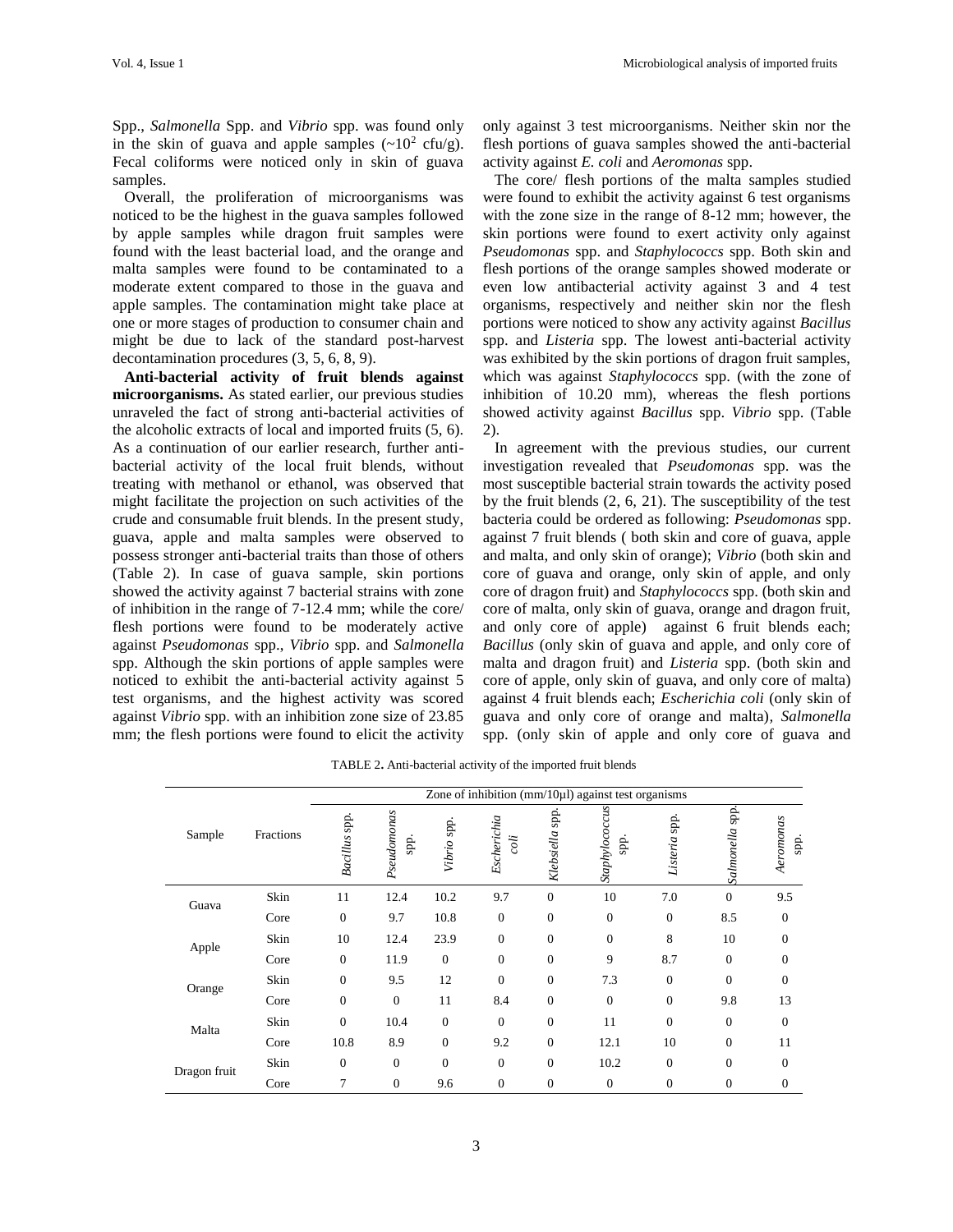Spp., *Salmonella* Spp. and *Vibrio* spp. was found only in the skin of guava and apple samples (~$10^2$ cfu/g). Fecal coliforms were noticed only in skin of guava samples.

Overall, the proliferation of microorganisms was noticed to be the highest in the guava samples followed by apple samples while dragon fruit samples were found with the least bacterial load, and the orange and malta samples were found to be contaminated to a moderate extent compared to those in the guava and apple samples. The contamination might take place at one or more stages of production to consumer chain and might be due to lack of the standard post-harvest decontamination procedures (3, 5, 6, 8, 9).

**Anti-bacterial activity of fruit blends against microorganisms.** As stated earlier, our previous studies unraveled the fact of strong anti-bacterial activities of the alcoholic extracts of local and imported fruits (5, 6). As a continuation of our earlier research, further anti-bacterial activity of the local fruit blends, without treating with methanol or ethanol, was observed that might facilitate the projection on such activities of the crude and consumable fruit blends. In the present study, guava, apple and malta samples were observed to possess stronger anti-bacterial traits than those of others (Table 2). In case of guava sample, skin portions showed the activity against 7 bacterial strains with zone of inhibition in the range of 7-12.4 mm; while the core/ flesh portions were found to be moderately active against *Pseudomonas* spp., *Vibrio* spp. and *Salmonella* spp. Although the skin portions of apple samples were noticed to exhibit the anti-bacterial activity against 5 test organisms, and the highest activity was scored against *Vibrio* spp. with an inhibition zone size of 23.85 mm; the flesh portions were found to elicit the activity only against 3 test microorganisms. Neither skin nor the flesh portions of guava samples showed the anti-bacterial activity against *E. coli* and *Aeromonas* spp.

The core/ flesh portions of the malta samples studied were found to exhibit the activity against 6 test organisms with the zone size in the range of 8-12 mm; however, the skin portions were found to exert activity only against *Pseudomonas* spp. and *Staphylococcs* spp. Both skin and flesh portions of the orange samples showed moderate or even low antibacterial activity against 3 and 4 test organisms, respectively and neither skin nor the flesh portions were noticed to show any activity against *Bacillus* spp. and *Listeria* spp. The lowest anti-bacterial activity was exhibited by the skin portions of dragon fruit samples, which was against *Staphylococcs* spp. (with the zone of inhibition of 10.20 mm), whereas the flesh portions showed activity against *Bacillus* spp. *Vibrio* spp. (Table 2).

In agreement with the previous studies, our current investigation revealed that *Pseudomonas* spp. was the most susceptible bacterial strain towards the activity posed by the fruit blends (2, 6, 21). The susceptibility of the test bacteria could be ordered as following: *Pseudomonas* spp. against 7 fruit blends ( both skin and core of guava, apple and malta, and only skin of orange); *Vibrio* (both skin and core of guava and orange, only skin of apple, and only core of dragon fruit) and *Staphylococcs* spp. (both skin and core of malta, only skin of guava, orange and dragon fruit, and only core of apple) against 6 fruit blends each; *Bacillus* (only skin of guava and apple, and only core of malta and dragon fruit) and *Listeria* spp. (both skin and core of apple, only skin of guava, and only core of malta) against 4 fruit blends each; *Escherichia coli* (only skin of guava and only core of orange and malta), *Salmonella* spp. (only skin of apple and only core of guava and

TABLE 2. Anti-bacterial activity of the imported fruit blends

| Sample | Fractions | Zone of inhibition (mm/10µl) against test organisms | | | | | | | | |
|---|---|---|---|---|---|---|---|---|---|---|
| | | *Bacillus* spp. | *Pseudomonas* spp. | *Vibrio* spp. | *Escherichia coli* | *Klebsiella* spp. | *Staphylococcus* spp. | *Listeria* spp. | *Salmonella* spp. | *Aeromonas* spp. |
| Guava | Skin | 11 | 12.4 | 10.2 | 9.7 | 0 | 10 | 7.0 | 0 | 9.5 |
| | Core | 0 | 9.7 | 10.8 | 0 | 0 | 0 | 0 | 8.5 | 0 |
| Apple | Skin | 10 | 12.4 | 23.9 | 0 | 0 | 0 | 8 | 10 | 0 |
| | Core | 0 | 11.9 | 0 | 0 | 0 | 9 | 8.7 | 0 | 0 |
| Orange | Skin | 0 | 9.5 | 12 | 0 | 0 | 7.3 | 0 | 0 | 0 |
| | Core | 0 | 0 | 11 | 8.4 | 0 | 0 | 0 | 9.8 | 13 |
| Malta | Skin | 0 | 10.4 | 0 | 0 | 0 | 11 | 0 | 0 | 0 |
| | Core | 10.8 | 8.9 | 0 | 9.2 | 0 | 12.1 | 10 | 0 | 11 |
| Dragon fruit | Skin | 0 | 0 | 0 | 0 | 0 | 10.2 | 0 | 0 | 0 |
| | Core | 7 | 0 | 9.6 | 0 | 0 | 0 | 0 | 0 | 0 |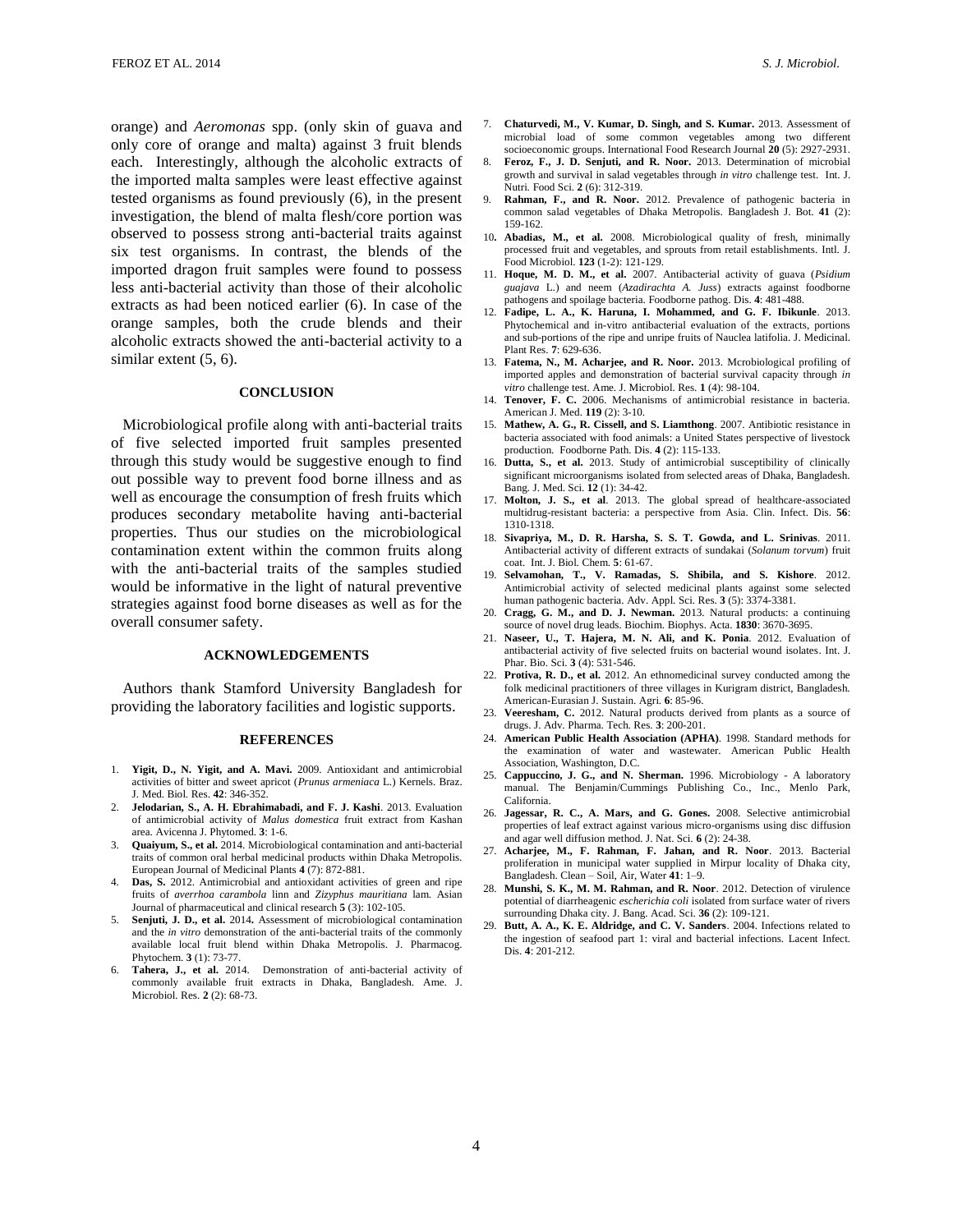orange) and *Aeromonas* spp. (only skin of guava and only core of orange and malta) against 3 fruit blends each. Interestingly, although the alcoholic extracts of the imported malta samples were least effective against tested organisms as found previously (6), in the present investigation, the blend of malta flesh/core portion was observed to possess strong anti-bacterial traits against six test organisms. In contrast, the blends of the imported dragon fruit samples were found to possess less anti-bacterial activity than those of their alcoholic extracts as had been noticed earlier (6). In case of the orange samples, both the crude blends and their alcoholic extracts showed the anti-bacterial activity to a similar extent (5, 6).

## CONCLUSION

Microbiological profile along with anti-bacterial traits of five selected imported fruit samples presented through this study would be suggestive enough to find out possible way to prevent food borne illness and as well as encourage the consumption of fresh fruits which produces secondary metabolite having anti-bacterial properties. Thus our studies on the microbiological contamination extent within the common fruits along with the anti-bacterial traits of the samples studied would be informative in the light of natural preventive strategies against food borne diseases as well as for the overall consumer safety.

## ACKNOWLEDGEMENTS

Authors thank Stamford University Bangladesh for providing the laboratory facilities and logistic supports.

## REFERENCES

1. **Yigit, D., N. Yigit, and A. Mavi.** 2009. Antioxidant and antimicrobial activities of bitter and sweet apricot (*Prunus armeniaca* L.) Kernels. Braz. J. Med. Biol. Res. **42**: 346-352.
2. **Jelodarian, S., A. H. Ebrahimabadi, and F. J. Kashi**. 2013. Evaluation of antimicrobial activity of *Malus domestica* fruit extract from Kashan area. Avicenna J. Phytomed. **3**: 1-6.
3. **Quaiyum, S., et al.** 2014. Microbiological contamination and anti-bacterial traits of common oral herbal medicinal products within Dhaka Metropolis. European Journal of Medicinal Plants **4** (7): 872-881.
4. **Das, S.** 2012. Antimicrobial and antioxidant activities of green and ripe fruits of *averrhoa carambola* linn and *Zizyphus mauritiana* lam. Asian Journal of pharmaceutical and clinical research **5** (3): 102-105.
5. **Senjuti, J. D., et al.** 2014**.** Assessment of microbiological contamination and the *in vitro* demonstration of the anti-bacterial traits of the commonly available local fruit blend within Dhaka Metropolis. J. Pharmacog. Phytochem. **3** (1): 73-77.
6. **Tahera, J., et al.** 2014. Demonstration of anti-bacterial activity of commonly available fruit extracts in Dhaka, Bangladesh. Ame. J. Microbiol. Res. **2** (2): 68-73.
7. **Chaturvedi, M., V. Kumar, D. Singh, and S. Kumar.** 2013. Assessment of microbial load of some common vegetables among two different socioeconomic groups. International Food Research Journal **20** (5): 2927-2931.
8. **Feroz, F., J. D. Senjuti, and R. Noor.** 2013. Determination of microbial growth and survival in salad vegetables through *in vitro* challenge test. Int. J. Nutri. Food Sci. **2** (6): 312-319.
9. **Rahman, F., and R. Noor.** 2012. Prevalence of pathogenic bacteria in common salad vegetables of Dhaka Metropolis. Bangladesh J. Bot. **41** (2): 159-162.
10. **Abadias, M., et al.** 2008. Microbiological quality of fresh, minimally processed fruit and vegetables, and sprouts from retail establishments. Intl. J. Food Microbiol. **123** (1-2): 121-129.
11. **Hoque, M. D. M., et al.** 2007. Antibacterial activity of guava (*Psidium guajava* L.) and neem (*Azadirachta A. Juss*) extracts against foodborne pathogens and spoilage bacteria. Foodborne pathog. Dis. **4**: 481-488.
12. **Fadipe, L. A., K. Haruna, I. Mohammed, and G. F. Ibikunle**. 2013. Phytochemical and in-vitro antibacterial evaluation of the extracts, portions and sub-portions of the ripe and unripe fruits of Nauclea latifolia. J. Medicinal. Plant Res. **7**: 629-636.
13. **Fatema, N., M. Acharjee, and R. Noor.** 2013. Mcrobiological profiling of imported apples and demonstration of bacterial survival capacity through *in vitro* challenge test. Ame. J. Microbiol. Res. **1** (4): 98-104.
14. **Tenover, F. C.** 2006. Mechanisms of antimicrobial resistance in bacteria. American J. Med. **119** (2): 3-10.
15. **Mathew, A. G., R. Cissell, and S. Liamthong**. 2007. Antibiotic resistance in bacteria associated with food animals: a United States perspective of livestock production. Foodborne Path. Dis. **4** (2): 115-133.
16. **Dutta, S., et al.** 2013. Study of antimicrobial susceptibility of clinically significant microorganisms isolated from selected areas of Dhaka, Bangladesh. Bang. J. Med. Sci. **12** (1): 34-42.
17. **Molton, J. S., et al**. 2013. The global spread of healthcare-associated multidrug-resistant bacteria: a perspective from Asia. Clin. Infect. Dis. **56**: 1310-1318.
18. **Sivapriya, M., D. R. Harsha, S. S. T. Gowda, and L. Srinivas**. 2011. Antibacterial activity of different extracts of sundakai (*Solanum torvum*) fruit coat. Int. J. Biol. Chem. **5**: 61-67.
19. **Selvamohan, T., V. Ramadas, S. Shibila, and S. Kishore**. 2012. Antimicrobial activity of selected medicinal plants against some selected human pathogenic bacteria. Adv. Appl. Sci. Res. **3** (5): 3374-3381.
20. **Cragg, G. M., and D. J. Newman.** 2013. Natural products: a continuing source of novel drug leads. Biochim. Biophys. Acta. **1830**: 3670-3695.
21. **Naseer, U., T. Hajera, M. N. Ali, and K. Ponia**. 2012. Evaluation of antibacterial activity of five selected fruits on bacterial wound isolates. Int. J. Phar. Bio. Sci. **3** (4): 531-546.
22. **Protiva, R. D., et al.** 2012. An ethnomedicinal survey conducted among the folk medicinal practitioners of three villages in Kurigram district, Bangladesh. American-Eurasian J. Sustain. Agri. **6**: 85-96.
23. **Veeresham, C.** 2012. Natural products derived from plants as a source of drugs. J. Adv. Pharma. Tech. Res. **3**: 200-201.
24. **American Public Health Association (APHA)**. 1998. Standard methods for the examination of water and wastewater. American Public Health Association, Washington, D.C.
25. **Cappuccino, J. G., and N. Sherman.** 1996. Microbiology - A laboratory manual. The Benjamin/Cummings Publishing Co., Inc., Menlo Park, California.
26. **Jagessar, R. C., A. Mars, and G. Gones.** 2008. Selective antimicrobial properties of leaf extract against various micro-organisms using disc diffusion and agar well diffusion method. J. Nat. Sci. **6** (2): 24-38.
27. **Acharjee, M., F. Rahman, F. Jahan, and R. Noor**. 2013. Bacterial proliferation in municipal water supplied in Mirpur locality of Dhaka city, Bangladesh. Clean – Soil, Air, Water **41**: 1–9.
28. **Munshi, S. K., M. M. Rahman, and R. Noor**. 2012. Detection of virulence potential of diarrheagenic *escherichia coli* isolated from surface water of rivers surrounding Dhaka city. J. Bang. Acad. Sci. **36** (2): 109-121.
29. **Butt, A. A., K. E. Aldridge, and C. V. Sanders**. 2004. Infections related to the ingestion of seafood part 1: viral and bacterial infections. Lacent Infect. Dis. **4**: 201-212.